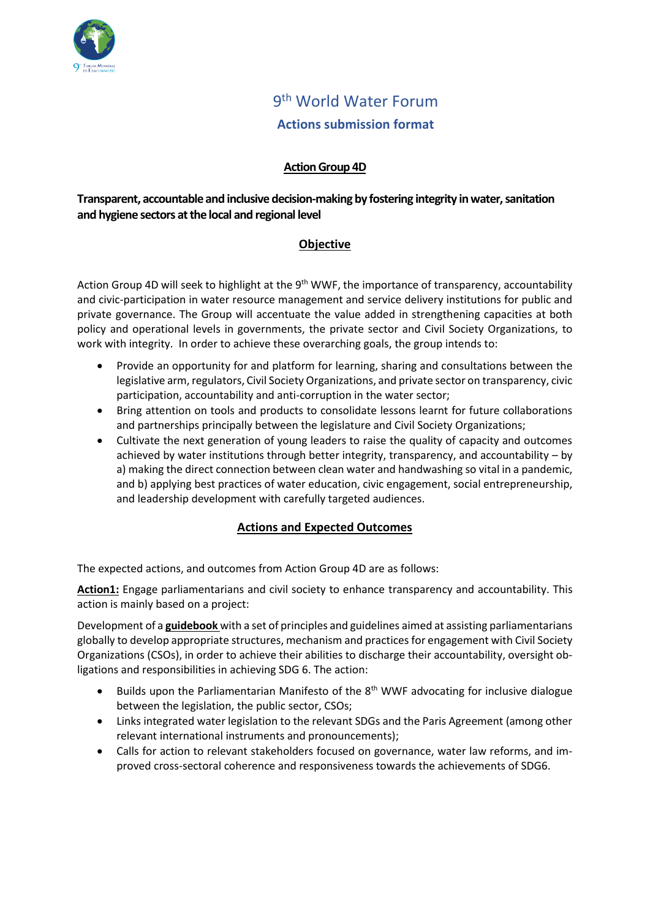# 9th World Water Forum

## Actions submission format

### Action Group 4D

**Transparent, accountable and inclusive decision-making by fostering integrity in water, sanitation and hygiene sectors at the local and regional level**

### Objective

Action Group 4D will seek to highlight at the 9th WWF, the importance of transparency, accountability and civic-participation in water resource management and service delivery institutions for public and private governance. The Group will accentuate the value added in strengthening capacities at both policy and operational levels in governments, the private sector and Civil Society Organizations, to work with integrity. In order to achieve these overarching goals, the group intends to:

- Provide an opportunity for and platform for learning, sharing and consultations between the legislative arm, regulators, Civil Society Organizations, and private sector on transparency, civic participation, accountability and anti-corruption in the water sector;
- Bring attention on tools and products to consolidate lessons learnt for future collaborations and partnerships principally between the legislature and Civil Society Organizations;
- Cultivate the next generation of young leaders to raise the quality of capacity and outcomes achieved by water institutions through better integrity, transparency, and accountability – by a) making the direct connection between clean water and handwashing so vital in a pandemic, and b) applying best practices of water education, civic engagement, social entrepreneurship, and leadership development with carefully targeted audiences.

### Actions and Expected Outcomes

The expected actions, and outcomes from Action Group 4D are as follows:

**Action1:** Engage parliamentarians and civil society to enhance transparency and accountability. This action is mainly based on a project:

Development of a **guidebook** with a set of principles and guidelines aimed at assisting parliamentarians globally to develop appropriate structures, mechanism and practices for engagement with Civil Society Organizations (CSOs), in order to achieve their abilities to discharge their accountability, oversight obligations and responsibilities in achieving SDG 6. The action:

- Builds upon the Parliamentarian Manifesto of the 8th WWF advocating for inclusive dialogue between the legislation, the public sector, CSOs;
- Links integrated water legislation to the relevant SDGs and the Paris Agreement (among other relevant international instruments and pronouncements);
- Calls for action to relevant stakeholders focused on governance, water law reforms, and improved cross-sectoral coherence and responsiveness towards the achievements of SDG6.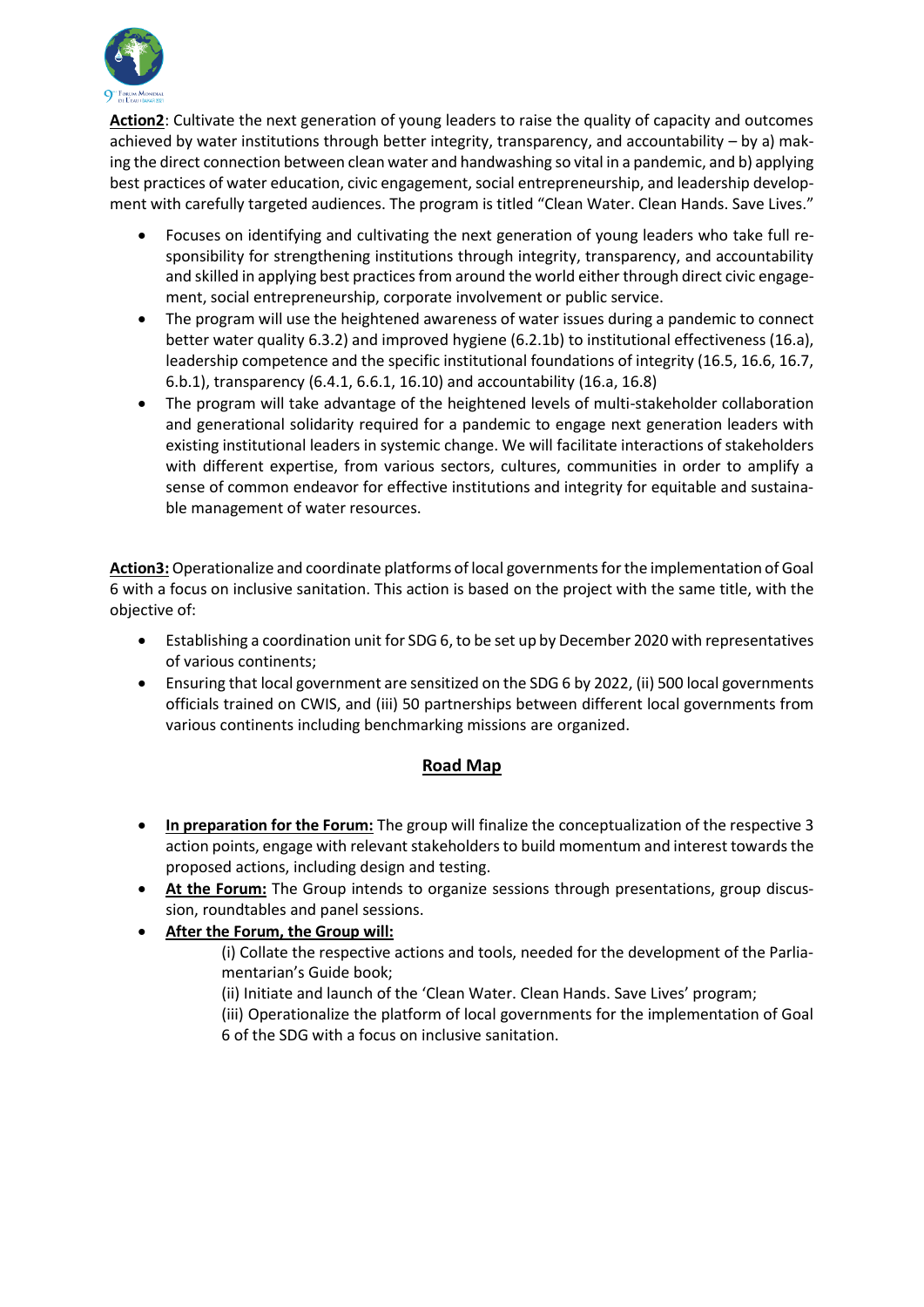**Action2**: Cultivate the next generation of young leaders to raise the quality of capacity and outcomes achieved by water institutions through better integrity, transparency, and accountability – by a) making the direct connection between clean water and handwashing so vital in a pandemic, and b) applying best practices of water education, civic engagement, social entrepreneurship, and leadership development with carefully targeted audiences. The program is titled "Clean Water. Clean Hands. Save Lives."

- Focuses on identifying and cultivating the next generation of young leaders who take full responsibility for strengthening institutions through integrity, transparency, and accountability and skilled in applying best practices from around the world either through direct civic engagement, social entrepreneurship, corporate involvement or public service.
- The program will use the heightened awareness of water issues during a pandemic to connect better water quality 6.3.2) and improved hygiene (6.2.1b) to institutional effectiveness (16.a), leadership competence and the specific institutional foundations of integrity (16.5, 16.6, 16.7, 6.b.1), transparency (6.4.1, 6.6.1, 16.10) and accountability (16.a, 16.8)
- The program will take advantage of the heightened levels of multi-stakeholder collaboration and generational solidarity required for a pandemic to engage next generation leaders with existing institutional leaders in systemic change. We will facilitate interactions of stakeholders with different expertise, from various sectors, cultures, communities in order to amplify a sense of common endeavor for effective institutions and integrity for equitable and sustainable management of water resources.

**Action3:** Operationalize and coordinate platforms of local governments for the implementation of Goal 6 with a focus on inclusive sanitation. This action is based on the project with the same title, with the objective of:

- Establishing a coordination unit for SDG 6, to be set up by December 2020 with representatives of various continents;
- Ensuring that local government are sensitized on the SDG 6 by 2022, (ii) 500 local governments officials trained on CWIS, and (iii) 50 partnerships between different local governments from various continents including benchmarking missions are organized.

## Road Map

- **In preparation for the Forum:** The group will finalize the conceptualization of the respective 3 action points, engage with relevant stakeholders to build momentum and interest towards the proposed actions, including design and testing.
- **At the Forum:** The Group intends to organize sessions through presentations, group discussion, roundtables and panel sessions.
- **After the Forum, the Group will:**

  (i) Collate the respective actions and tools, needed for the development of the Parliamentarian's Guide book;

  (ii) Initiate and launch of the 'Clean Water. Clean Hands. Save Lives' program;

  (iii) Operationalize the platform of local governments for the implementation of Goal 6 of the SDG with a focus on inclusive sanitation.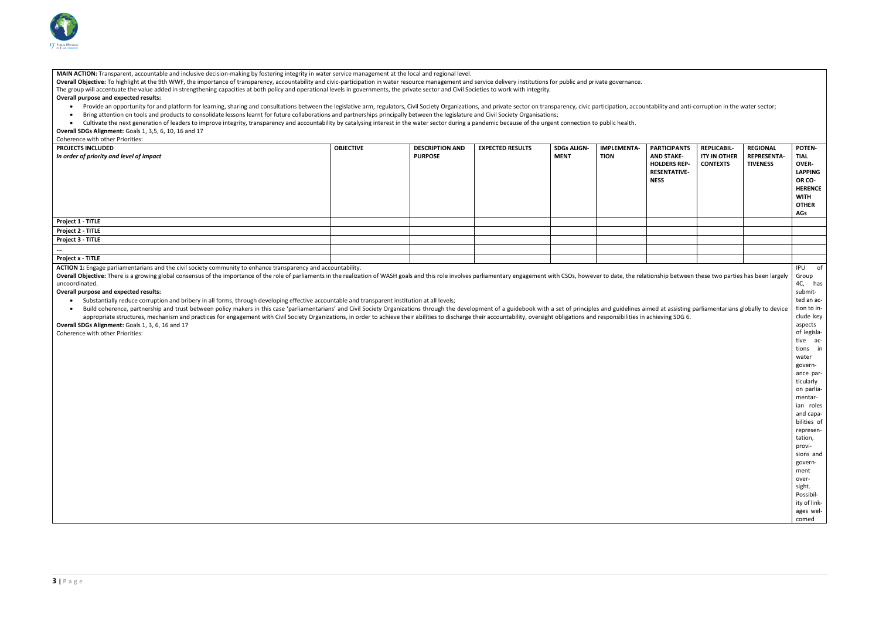**MAIN ACTION:** Transparent, accountable and inclusive decision-making by fostering integrity in water service management at the local and regional level.

**Overall Objective:** To highlight at the 9th WWF, the importance of transparency, accountability and civic-participation in water resource management and service delivery institutions for public and private governance.

The group will accentuate the value added in strengthening capacities at both policy and operational levels in governments, the private sector and Civil Societies to work with integrity.

**Overall purpose and expected results:**

- Provide an opportunity for and platform for learning, sharing and consultations between the legislative arm, regulators, Civil Society Organizations, and private sector on transparency, civic participation, accountability and anti-corruption in the water sector;
- Bring attention on tools and products to consolidate lessons learnt for future collaborations and partnerships principally between the legislature and Civil Society Organisations;
- Cultivate the next generation of leaders to improve integrity, transparency and accountability by catalysing interest in the water sector during a pandemic because of the urgent connection to public health.

**Overall SDGs Alignment:** Goals 1, 3,5, 6, 10, 16 and 17

Coherence with other Priorities:

| **PROJECTS INCLUDED** *In order of priority and level of impact* | **OBJECTIVE** | **DESCRIPTION AND PURPOSE** | **EXPECTED RESULTS** | **SDGs ALIGNMENT** | **IMPLEMENTATION** | **PARTICIPANTS AND STAKEHOLDERS REPRESENTATIVENESS** | **REPLICABILITY IN OTHER CONTEXTS** | **REGIONAL REPRESENTATIVENESS** | **POTENTIAL OVERLAPPING OR COHERENCE WITH OTHER AGs** |
|---|---|---|---|---|---|---|---|---|---|
| **Project 1 - TITLE** | | | | | | | | | |
| **Project 2 - TITLE** | | | | | | | | | |
| **Project 3 - TITLE** | | | | | | | | | |
| **...** | | | | | | | | | |
| **Project x - TITLE** | | | | | | | | | |

**ACTION 1:** Engage parliamentarians and the civil society community to enhance transparency and accountability.

**Overall Objective:** There is a growing global consensus of the importance of the role of parliaments in the realization of WASH goals and this role involves parliamentary engagement with CSOs, however to date, the relationship between these two parties has been largely uncoordinated.

**Overall purpose and expected results:**

- Substantially reduce corruption and bribery in all forms, through developing effective accountable and transparent institution at all levels;
- Build coherence, partnership and trust between policy makers in this case 'parliamentarians' and Civil Society Organizations through the development of a guidebook with a set of principles and guidelines aimed at assisting parliamentarians globally to device appropriate structures, mechanism and practices for engagement with Civil Society Organizations, in order to achieve their abilities to discharge their accountability, oversight obligations and responsibilities in achieving SDG 6.

**Overall SDGs Alignment:** Goals 1, 3, 6, 16 and 17

Coherence with other Priorities:

*Potential overlapping or coherence with other AGs:* IPU of Group 4C, has submitted an action to include key aspects of legislative actions in water governance particularly on parliamentarian roles and capabilities of representation, provisions and government oversight. Possibility of linkages welcomed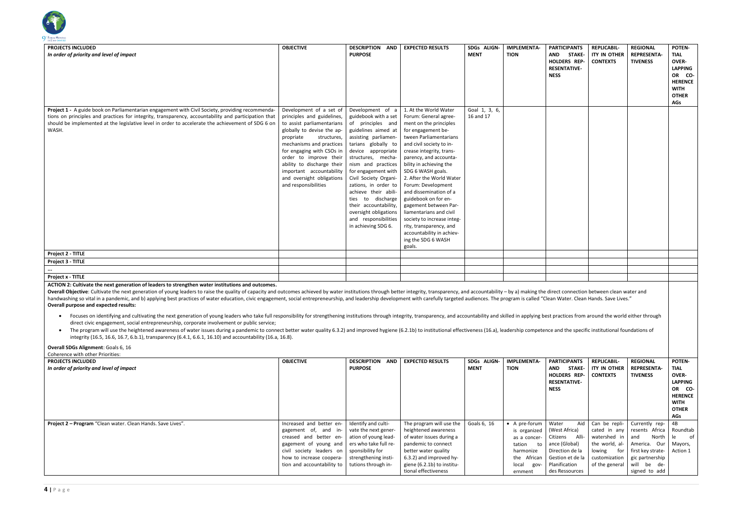| PROJECTS INCLUDED *In order of priority and level of impact* | OBJECTIVE | DESCRIPTION AND PURPOSE | EXPECTED RESULTS | SDGs ALIGNMENT | IMPLEMENTATION | PARTICIPANTS AND STAKEHOLDERS REPRESENTATIVENESS | REPLICABILITY IN OTHER CONTEXTS | REGIONAL REPRESENTATIVENESS | POTENTIAL OVERLAPPING OR COHERENCE WITH OTHER AGs |
|---|---|---|---|---|---|---|---|---|---|
| **Project 1 -** A guide book on Parliamentarian engagement with Civil Society, providing recommendations on principles and practices for integrity, transparency, accountability and participation that should be implemented at the legislative level in order to accelerate the achievement of SDG 6 on WASH. | Development of a set of principles and guidelines, to assist parliamentarians globally to devise the appropriate structures, mechanisms and practices for engaging with CSOs in order to improve their ability to discharge their important accountability and oversight obligations and responsibilities | Development of a guidebook with a set of principles and guidelines aimed at assisting parliamentarians globally to device appropriate structures, mechanism and practices for engagement with Civil Society Organizations, in order to achieve their abilities to discharge their accountability, oversight obligations and responsibilities in achieving SDG 6. | 1. At the World Water Forum: General agreement on the principles for engagement between Parliamentarians and civil society to increase integrity, transparency, and accountability in achieving the SDG 6 WASH goals. 2. After the World Water Forum: Development and dissemination of a guidebook on for engagement between Parliamentarians and civil society to increase integrity, transparency, and accountability in achieving the SDG 6 WASH goals. | Goal 1, 3, 6, 16 and 17 | | | | | |
| **Project 2 - TITLE** | | | | | | | | | |
| **Project 3 - TITLE** | | | | | | | | | |
| **...** | | | | | | | | | |
| **Project x - TITLE** | | | | | | | | | |

**ACTION 2: Cultivate the next generation of leaders to strengthen water institutions and outcomes.**

**Overall Objective**: Cultivate the next generation of young leaders to raise the quality of capacity and outcomes achieved by water institutions through better integrity, transparency, and accountability – by a) making the direct connection between clean water and handwashing so vital in a pandemic, and b) applying best practices of water education, civic engagement, social entrepreneurship, and leadership development with carefully targeted audiences. The program is called "Clean Water. Clean Hands. Save Lives."

**Overall purpose and expected results:**

- Focuses on identifying and cultivating the next generation of young leaders who take full responsibility for strengthening institutions through integrity, transparency, and accountability and skilled in applying best practices from around the world either through direct civic engagement, social entrepreneurship, corporate involvement or public service;
- The program will use the heightened awareness of water issues during a pandemic to connect better water quality 6.3.2) and improved hygiene (6.2.1b) to institutional effectiveness (16.a), leadership competence and the specific institutional foundations of integrity (16.5, 16.6, 16.7, 6.b.1), transparency (6.4.1, 6.6.1, 16.10) and accountability (16.a, 16.8).

**Overall SDGs Alignment**: Goals 6, 16

Coherence with other Priorities:

| PROJECTS INCLUDED *In order of priority and level of impact* | OBJECTIVE | DESCRIPTION AND PURPOSE | EXPECTED RESULTS | SDGs ALIGNMENT | IMPLEMENTATION | PARTICIPANTS AND STAKEHOLDERS REPRESENTATIVENESS | REPLICABILITY IN OTHER CONTEXTS | REGIONAL REPRESENTATIVENESS | POTENTIAL OVERLAPPING OR COHERENCE WITH OTHER AGs |
|---|---|---|---|---|---|---|---|---|---|
| **Project 2 – Program** "Clean water. Clean Hands. Save Lives". | Increased and better engagement of, and increased and better engagement of young and civil society leaders on how to increase cooperation and accountability to | Identify and cultivate the next generation of young leaders who take full responsibility for strengthening institutions through in- | The program will use the heightened awareness of water issues during a pandemic to connect better water quality 6.3.2) and improved hygiene (6.2.1b) to institutional effectiveness | Goals 6, 16 | • A pre-forum is organized as a concertation to harmonize the African local government | Water Aid (West Africa) Citizens Alliance (Global) Direction de la Gestion et de la Planification des Ressources | Can be replicated in any watershed in the world, allowing for customization of the general | Currently represents Africa and North America. Our first key strategic partnership will be designed to add | 4B Roundtable of Mayors, Action 1 |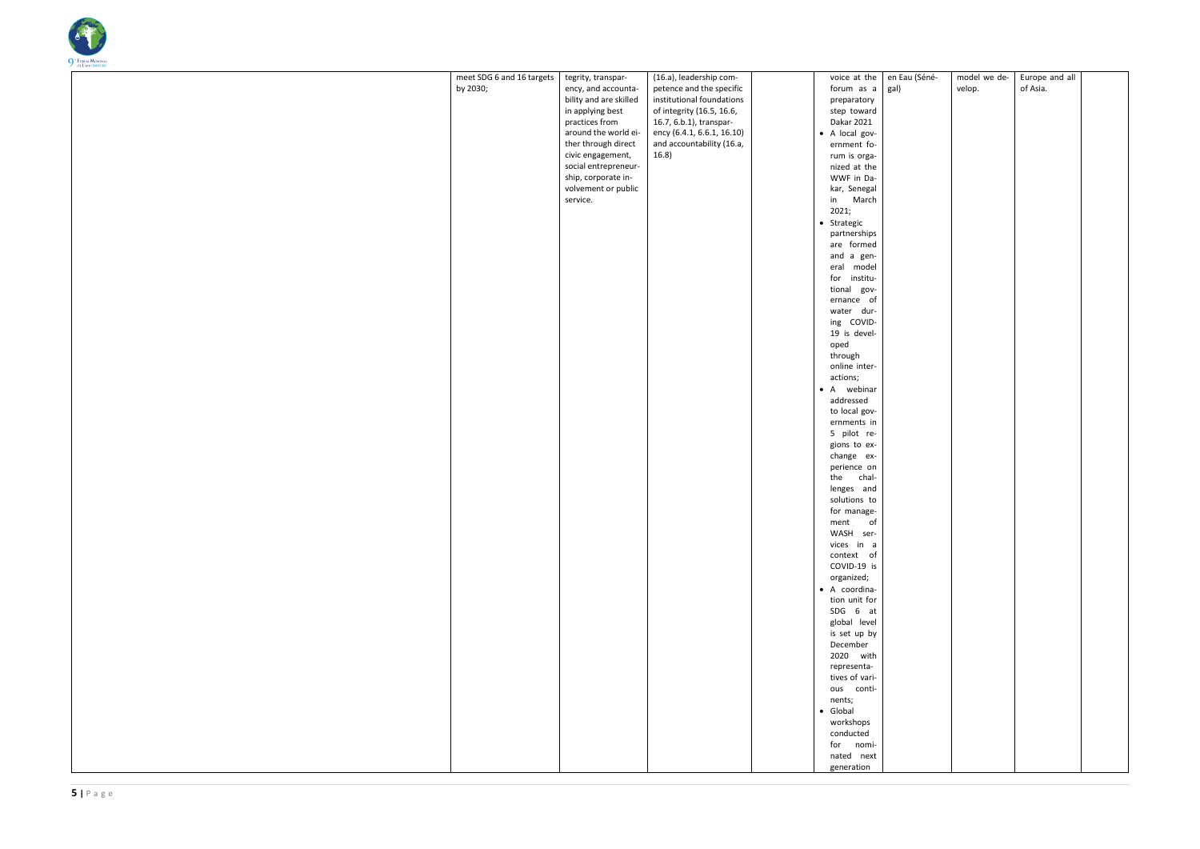|  |  |  |  |  |  |  |  |  |  |
|---|---|---|---|---|---|---|---|---|---|
|  | meet SDG 6 and 16 targets by 2030; | tegrity, transparency, and accountability and are skilled in applying best practices from around the world either through direct civic engagement, social entrepreneurship, corporate involvement or public service. | (16.a), leadership competence and the specific institutional foundations of integrity (16.5, 16.6, 16.7, 6.b.1), transparency (6.4.1, 6.6.1, 16.10) and accountability (16.a, 16.8) |  | voice at the forum as a preparatory step toward Dakar 2021<br>• A local government forum is organized at the WWF in Dakar, Senegal in March 2021;<br>• Strategic partnerships are formed and a general model for institutional governance of water during COVID-19 is developed through online interactions;<br>• A webinar addressed to local governments in 5 pilot regions to exchange experience on the challenges and solutions to for management of WASH services in a context of COVID-19 is organized;<br>• A coordination unit for SDG 6 at global level is set up by December 2020 with representatives of various continents;<br>• Global workshops conducted for nominated next generation | en Eau (Sénégal) | model we develop. | Europe and all of Asia. |  |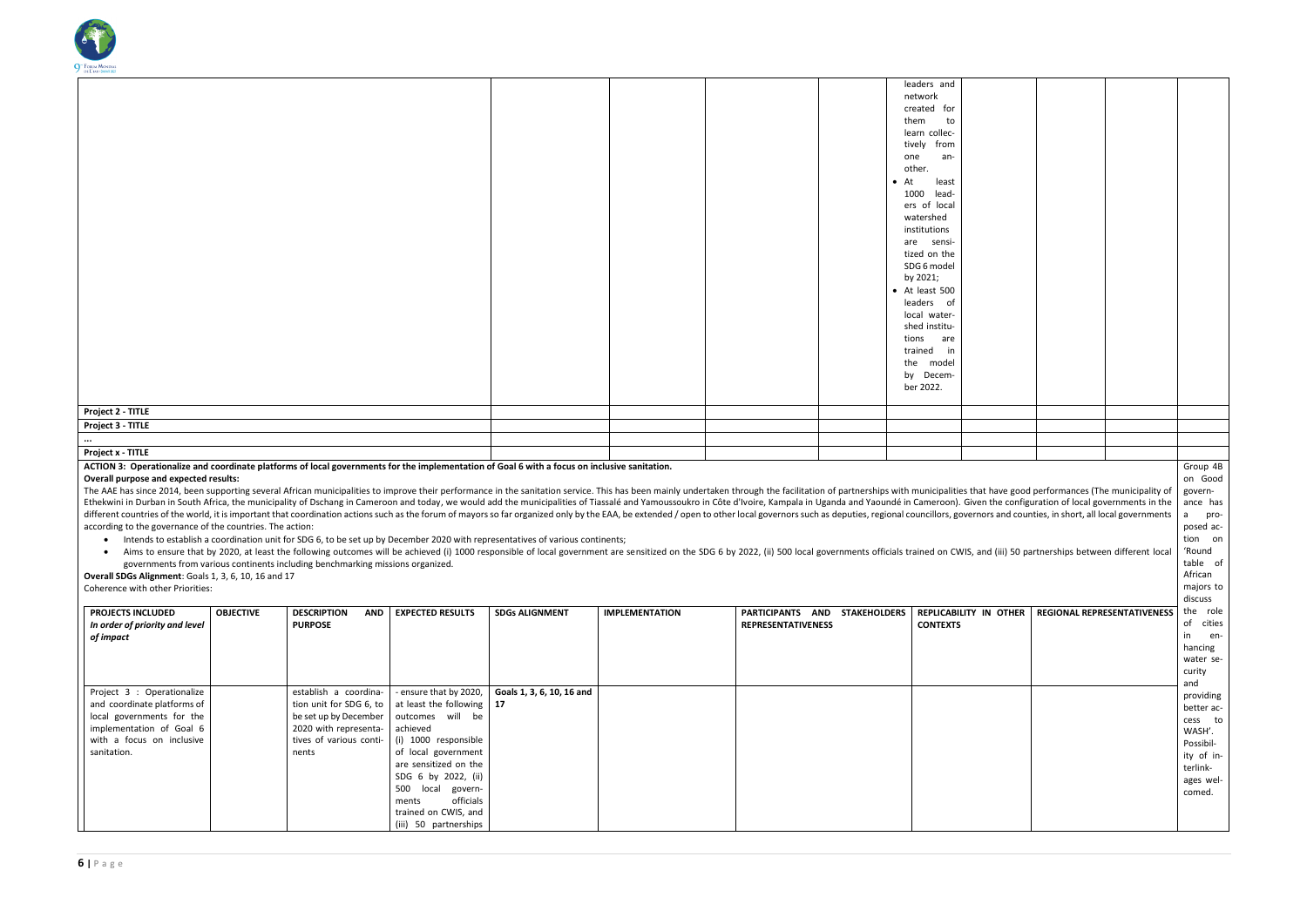| | | | | | | | | | | | |
|---|---|---|---|---|---|---|---|---|---|---|---|
| | | | | | | | | leaders and network created for them to learn collectively from one another.<br>• At least 1000 leaders of local watershed institutions are sensitized on the SDG 6 model by 2021;<br>• At least 500 leaders of local watershed institutions are trained in the model by December 2022. | | | |
| **Project 2 - TITLE** | | | | | | | | | | | |
| **Project 3 - TITLE** | | | | | | | | | | | |
| **...** | | | | | | | | | | | |
| **Project x - TITLE** | | | | | | | | | | | |

**ACTION 3: Operationalize and coordinate platforms of local governments for the implementation of Goal 6 with a focus on inclusive sanitation.**

**Overall purpose and expected results:**

The AAE has since 2014, been supporting several African municipalities to improve their performance in the sanitation service. This has been mainly undertaken through the facilitation of partnerships with municipalities that have good performances (The municipality of Ethekwini in Durban in South Africa, the municipality of Dschang in Cameroon and today, we would add the municipalities of Tiassalé and Yamoussoukro in Côte d'Ivoire, Kampala in Uganda and Yaoundé in Cameroon). Given the configuration of local governments in the different countries of the world, it is important that coordination actions such as the forum of mayors so far organized only by the EAA, be extended / open to other local governors such as deputies, regional councillors, governors and counties, in short, all local governments according to the governance of the countries. The action:

- Intends to establish a coordination unit for SDG 6, to be set up by December 2020 with representatives of various continents;
- Aims to ensure that by 2020, at least the following outcomes will be achieved (i) 1000 responsible of local government are sensitized on the SDG 6 by 2022, (ii) 500 local governments officials trained on CWIS, and (iii) 50 partnerships between different local governments from various continents including benchmarking missions organized.

**Overall SDGs Alignment**: Goals 1, 3, 6, 10, 16 and 17

Coherence with other Priorities:

Group 4B on Good governance has a proposed action on 'Round table of African majors to discuss the role of cities in enhancing water security and providing better access to WASH'. Possibility of interlinkages welcomed.

| PROJECTS INCLUDED *In order of priority and level of impact* | OBJECTIVE | DESCRIPTION AND PURPOSE | EXPECTED RESULTS | SDGs ALIGNMENT | IMPLEMENTATION | PARTICIPANTS AND STAKEHOLDERS REPRESENTATIVENESS | REPLICABILITY IN OTHER CONTEXTS | REGIONAL REPRESENTATIVENESS |
|---|---|---|---|---|---|---|---|---|
| Project 3 : Operationalize and coordinate platforms of local governments for the implementation of Goal 6 with a focus on inclusive sanitation. | | establish a coordination unit for SDG 6, to be set up by December 2020 with representatives of various continents | - ensure that by 2020, at least the following outcomes will be achieved (i) 1000 responsible of local government are sensitized on the SDG 6 by 2022, (ii) 500 local governments officials trained on CWIS, and (iii) 50 partnerships | **Goals 1, 3, 6, 10, 16 and 17** | | | | |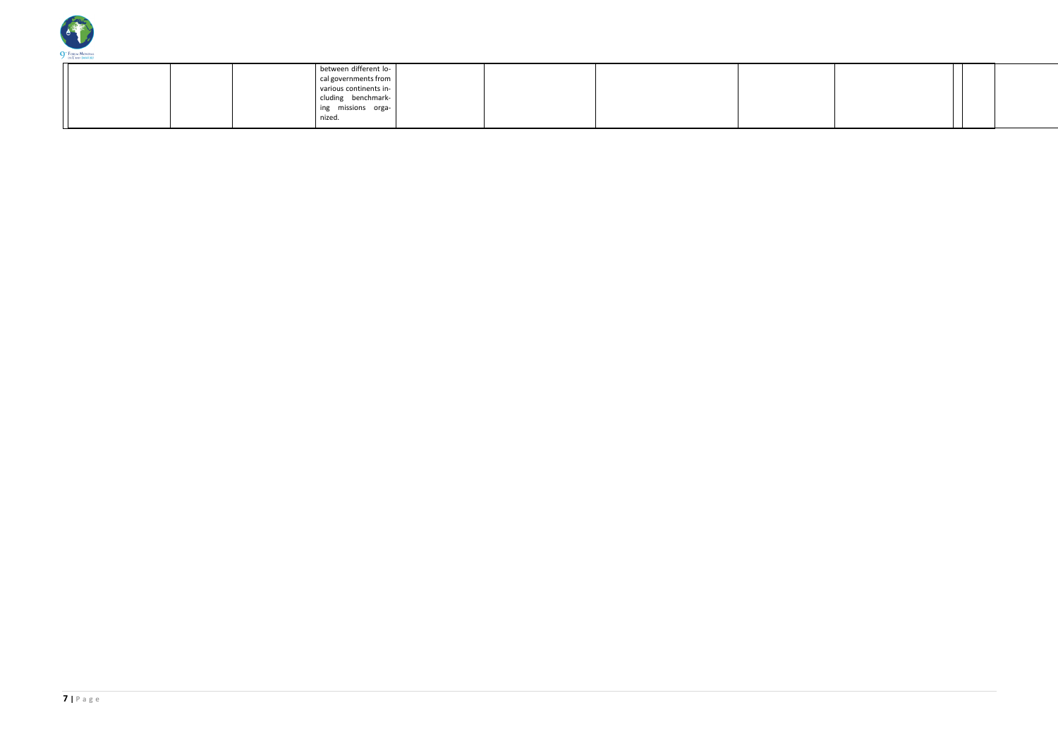| | | | | | | | | | | |
|---|---|---|---|---|---|---|---|---|---|---|
| | | | between different local governments from various continents including benchmarking missions organized. | | | | | | | |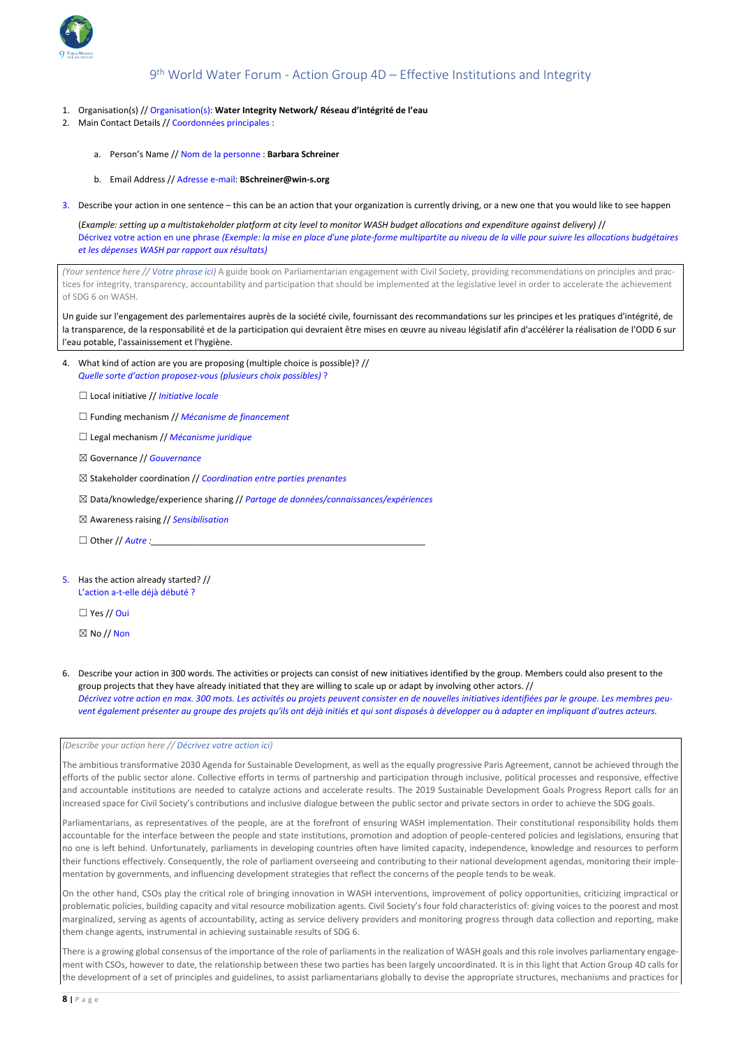# 9th World Water Forum - Action Group 4D – Effective Institutions and Integrity

1. Organisation(s) // Organisation(s): **Water Integrity Network/ Réseau d'intégrité de l'eau**
2. Main Contact Details // Coordonnées principales :

   a. Person's Name // Nom de la personne : **Barbara Schreiner**

   b. Email Address // Adresse e-mail: **BSchreiner@win-s.org**

3. Describe your action in one sentence – this can be an action that your organization is currently driving, or a new one that you would like to see happen

   (*Example: setting up a multistakeholder platform at city level to monitor WASH budget allocations and expenditure against delivery) //*
   Décrivez votre action en une phrase *(Exemple: la mise en place d'une plate-forme multipartite au niveau de la ville pour suivre les allocations budgétaires et les dépenses WASH par rapport aux résultats)*

*(Your sentence here // Votre phrase ici)* A guide book on Parliamentarian engagement with Civil Society, providing recommendations on principles and practices for integrity, transparency, accountability and participation that should be implemented at the legislative level in order to accelerate the achievement of SDG 6 on WASH.

Un guide sur l'engagement des parlementaires auprès de la société civile, fournissant des recommandations sur les principes et les pratiques d'intégrité, de la transparence, de la responsabilité et de la participation qui devraient être mises en œuvre au niveau législatif afin d'accélérer la réalisation de l'ODD 6 sur l'eau potable, l'assainissement et l'hygiène.

4. What kind of action are you are proposing (multiple choice is possible)? //
   *Quelle sorte d'action proposez-vous (plusieurs choix possibles)* ?

   ☐ Local initiative // *Initiative locale*

   ☐ Funding mechanism // *Mécanisme de financement*

   ☐ Legal mechanism // *Mécanisme juridique*

   ☒ Governance // *Gouvernance*

   ☒ Stakeholder coordination // *Coordination entre parties prenantes*

   ☒ Data/knowledge/experience sharing // *Partage de données/connaissances/expériences*

   ☒ Awareness raising // *Sensibilisation*

   ☐ Other // *Autre* :\_\_\_\_\_\_\_\_\_\_\_\_\_\_\_\_\_\_\_\_\_\_\_\_\_\_\_\_\_\_\_\_\_\_\_\_\_\_\_\_\_\_\_\_\_\_\_\_\_\_\_\_\_\_\_\_

5. Has the action already started? //
   L'action a-t-elle déjà débuté ?

   ☐ Yes // Oui

   ☒ No // Non

6. Describe your action in 300 words. The activities or projects can consist of new initiatives identified by the group. Members could also present to the group projects that they have already initiated that they are willing to scale up or adapt by involving other actors. //
   *Décrivez votre action en max. 300 mots. Les activités ou projets peuvent consister en de nouvelles initiatives identifiées par le groupe. Les membres peuvent également présenter au groupe des projets qu'ils ont déjà initiés et qui sont disposés à développer ou à adapter en impliquant d'autres acteurs.*

*(Describe your action here // Décrivez votre action ici)*

The ambitious transformative 2030 Agenda for Sustainable Development, as well as the equally progressive Paris Agreement, cannot be achieved through the efforts of the public sector alone. Collective efforts in terms of partnership and participation through inclusive, political processes and responsive, effective and accountable institutions are needed to catalyze actions and accelerate results. The 2019 Sustainable Development Goals Progress Report calls for an increased space for Civil Society's contributions and inclusive dialogue between the public sector and private sectors in order to achieve the SDG goals.

Parliamentarians, as representatives of the people, are at the forefront of ensuring WASH implementation. Their constitutional responsibility holds them accountable for the interface between the people and state institutions, promotion and adoption of people-centered policies and legislations, ensuring that no one is left behind. Unfortunately, parliaments in developing countries often have limited capacity, independence, knowledge and resources to perform their functions effectively. Consequently, the role of parliament overseeing and contributing to their national development agendas, monitoring their implementation by governments, and influencing development strategies that reflect the concerns of the people tends to be weak.

On the other hand, CSOs play the critical role of bringing innovation in WASH interventions, improvement of policy opportunities, criticizing impractical or problematic policies, building capacity and vital resource mobilization agents. Civil Society's four fold characteristics of: giving voices to the poorest and most marginalized, serving as agents of accountability, acting as service delivery providers and monitoring progress through data collection and reporting, make them change agents, instrumental in achieving sustainable results of SDG 6.

There is a growing global consensus of the importance of the role of parliaments in the realization of WASH goals and this role involves parliamentary engagement with CSOs, however to date, the relationship between these two parties has been largely uncoordinated. It is in this light that Action Group 4D calls for the development of a set of principles and guidelines, to assist parliamentarians globally to devise the appropriate structures, mechanisms and practices for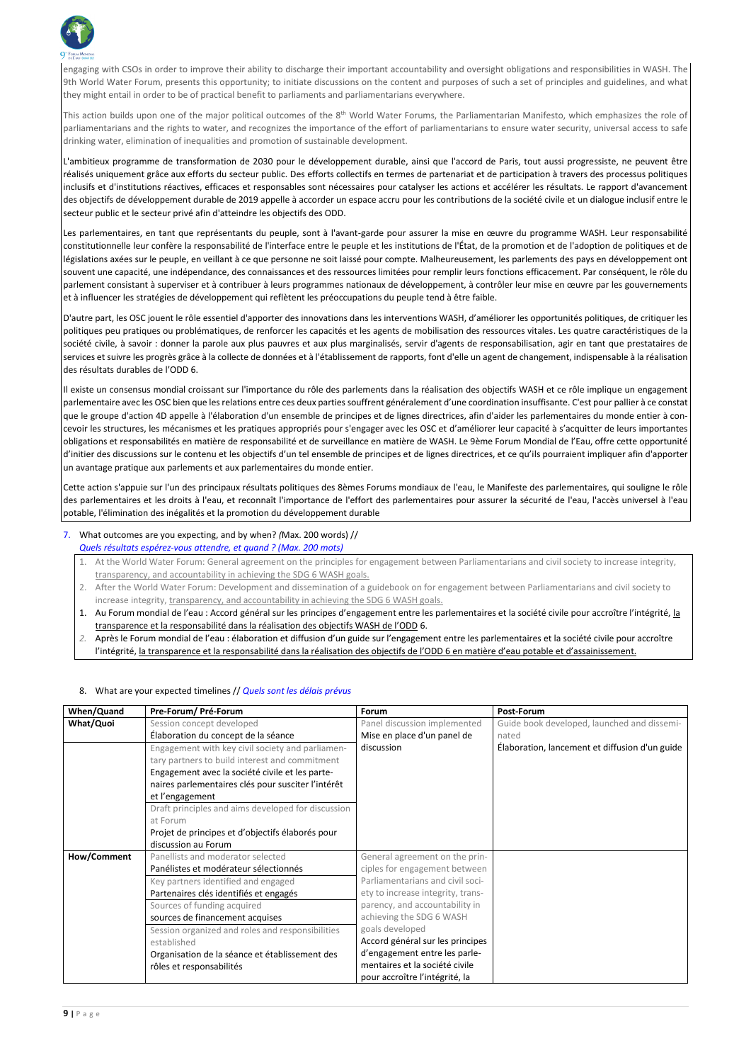engaging with CSOs in order to improve their ability to discharge their important accountability and oversight obligations and responsibilities in WASH. The 9th World Water Forum, presents this opportunity; to initiate discussions on the content and purposes of such a set of principles and guidelines, and what they might entail in order to be of practical benefit to parliaments and parliamentarians everywhere.

This action builds upon one of the major political outcomes of the 8th World Water Forums, the Parliamentarian Manifesto, which emphasizes the role of parliamentarians and the rights to water, and recognizes the importance of the effort of parliamentarians to ensure water security, universal access to safe drinking water, elimination of inequalities and promotion of sustainable development.

L'ambitieux programme de transformation de 2030 pour le développement durable, ainsi que l'accord de Paris, tout aussi progressiste, ne peuvent être réalisés uniquement grâce aux efforts du secteur public. Des efforts collectifs en termes de partenariat et de participation à travers des processus politiques inclusifs et d'institutions réactives, efficaces et responsables sont nécessaires pour catalyser les actions et accélérer les résultats. Le rapport d'avancement des objectifs de développement durable de 2019 appelle à accorder un espace accru pour les contributions de la société civile et un dialogue inclusif entre le secteur public et le secteur privé afin d'atteindre les objectifs des ODD.

Les parlementaires, en tant que représentants du peuple, sont à l'avant-garde pour assurer la mise en œuvre du programme WASH. Leur responsabilité constitutionnelle leur confère la responsabilité de l'interface entre le peuple et les institutions de l'État, de la promotion et de l'adoption de politiques et de législations axées sur le peuple, en veillant à ce que personne ne soit laissé pour compte. Malheureusement, les parlements des pays en développement ont souvent une capacité, une indépendance, des connaissances et des ressources limitées pour remplir leurs fonctions efficacement. Par conséquent, le rôle du parlement consistant à superviser et à contribuer à leurs programmes nationaux de développement, à contrôler leur mise en œuvre par les gouvernements et à influencer les stratégies de développement qui reflètent les préoccupations du peuple tend à être faible.

D'autre part, les OSC jouent le rôle essentiel d'apporter des innovations dans les interventions WASH, d'améliorer les opportunités politiques, de critiquer les politiques peu pratiques ou problématiques, de renforcer les capacités et les agents de mobilisation des ressources vitales. Les quatre caractéristiques de la société civile, à savoir : donner la voix aux plus pauvres et aux plus marginalisés, servir d'agents de responsabilisation, agir en tant que prestataires de services et suivre les progrès grâce à la collecte de données et à l'établissement de rapports, font d'elle un agent de changement, indispensable à la réalisation des résultats durables de l'ODD 6.

Il existe un consensus mondial croissant sur l'importance du rôle des parlements dans la réalisation des objectifs WASH et ce rôle implique un engagement parlementaire avec les OSC bien que les relations entre ces deux parties souffrent généralement d'une coordination insuffisante. C'est pour pallier à ce constat que le groupe d'action 4D appelle à l'élaboration d'un ensemble de principes et de lignes directrices, afin d'aider les parlementaires du monde entier à concevoir les structures, les mécanismes et les pratiques appropriés pour s'engager avec les OSC et d'améliorer leur capacité à s'acquitter de leurs importantes obligations et responsabilités en matière de responsabilité et de surveillance en matière de WASH. Le 9ème Forum Mondial de l'Eau, offre cette opportunité d'initier des discussions sur le contenu et les objectifs d'un tel ensemble de principes et de lignes directrices, et ce qu'ils pourraient impliquer afin d'apporter un avantage pratique aux parlements et aux parlementaires du monde entier.

Cette action s'appuie sur l'un des principaux résultats politiques des 8èmes Forums mondiaux de l'eau, le Manifeste des parlementaires, qui souligne le rôle des parlementaires et les droits à l'eau, et reconnaît l'importance de l'effort des parlementaires pour assurer la sécurité de l'eau, l'accès universel à l'eau potable, l'élimination des inégalités et la promotion du développement durable

7. What outcomes are you expecting, and by when? *(*Max. 200 words) //
*Quels résultats espérez-vous attendre, et quand ? (Max. 200 mots)*

1. At the World Water Forum: General agreement on the principles for engagement between Parliamentarians and civil society to increase integrity, transparency, and accountability in achieving the SDG 6 WASH goals.
2. After the World Water Forum: Development and dissemination of a guidebook on for engagement between Parliamentarians and civil society to increase integrity, transparency, and accountability in achieving the SDG 6 WASH goals.

1. Au Forum mondial de l'eau : Accord général sur les principes d'engagement entre les parlementaires et la société civile pour accroître l'intégrité, la transparence et la responsabilité dans la réalisation des objectifs WASH de l'ODD 6.
2. Après le Forum mondial de l'eau : élaboration et diffusion d'un guide sur l'engagement entre les parlementaires et la société civile pour accroître l'intégrité, la transparence et la responsabilité dans la réalisation des objectifs de l'ODD 6 en matière d'eau potable et d'assainissement.

8. What are your expected timelines // *Quels sont les délais prévus*

| When/Quand | Pre-Forum/ Pré-Forum | Forum | Post-Forum |
|---|---|---|---|
| What/Quoi | Session concept developed<br>Élaboration du concept de la séance | Panel discussion implemented<br>Mise en place d'un panel de discussion | Guide book developed, launched and disseminated<br>Élaboration, lancement et diffusion d'un guide |
| | Engagement with key civil society and parliamentary partners to build interest and commitment<br>Engagement avec la société civile et les partenaires parlementaires clés pour susciter l'intérêt et l'engagement<br>Draft principles and aims developed for discussion at Forum<br>Projet de principes et d'objectifs élaborés pour discussion au Forum | | |
| How/Comment | Panellists and moderator selected<br>Panélistes et modérateur sélectionnés<br>Key partners identified and engaged<br>Partenaires clés identifiés et engagés<br>Sources of funding acquired<br>sources de financement acquises<br>Session organized and roles and responsibilities established<br>Organisation de la séance et établissement des rôles et responsabilités | General agreement on the principles for engagement between Parliamentarians and civil society to increase integrity, transparency, and accountability in achieving the SDG 6 WASH goals developed<br>Accord général sur les principes d'engagement entre les parlementaires et la société civile pour accroître l'intégrité, la | |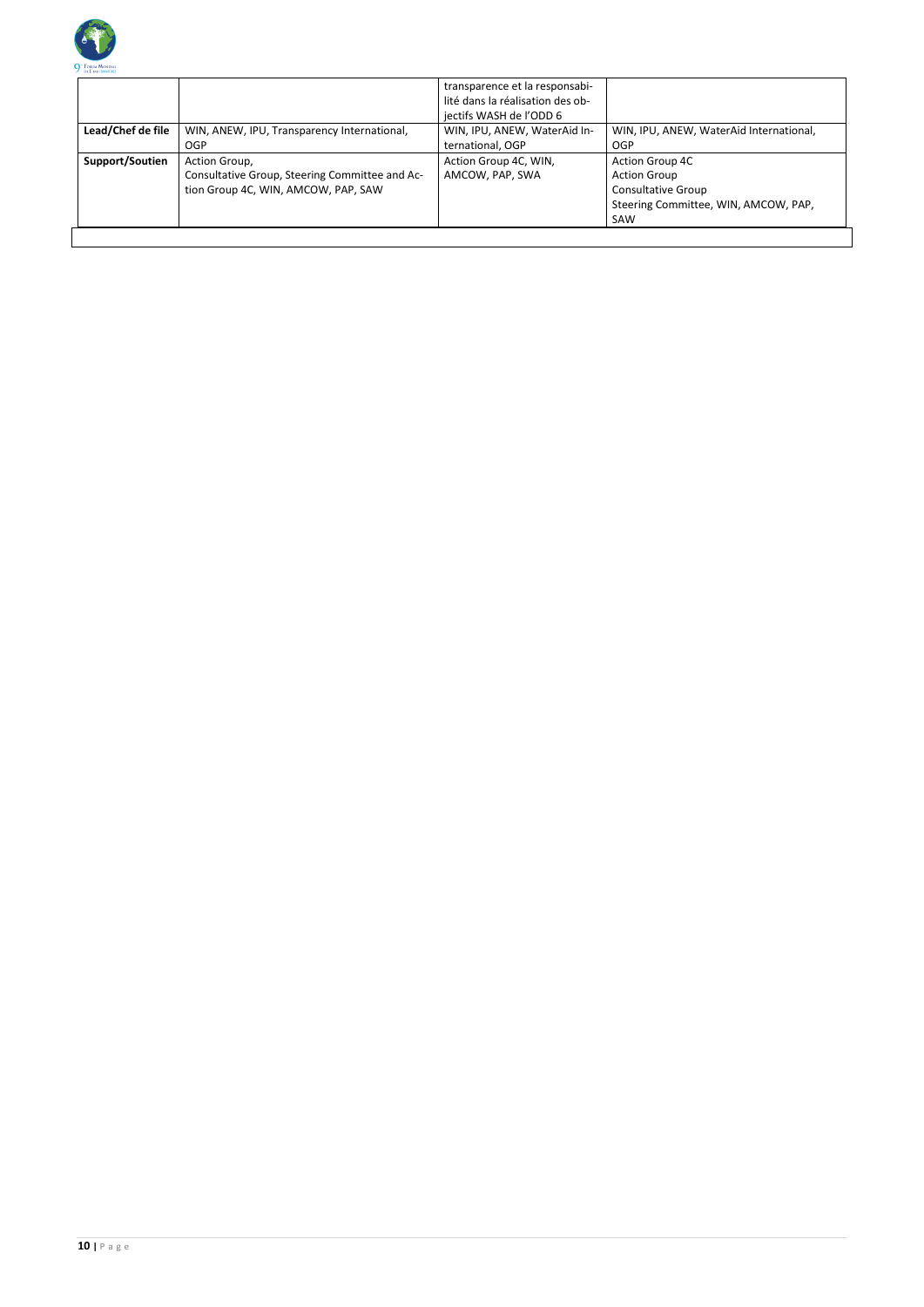|  |  | transparence et la responsabilité dans la réalisation des objectifs WASH de l'ODD 6 |  |
|---|---|---|---|
| **Lead/Chef de file** | WIN, ANEW, IPU, Transparency International, OGP | WIN, IPU, ANEW, WaterAid International, OGP | WIN, IPU, ANEW, WaterAid International, OGP |
| **Support/Soutien** | Action Group, Consultative Group, Steering Committee and Action Group 4C, WIN, AMCOW, PAP, SAW | Action Group 4C, WIN, AMCOW, PAP, SWA | Action Group 4C<br>Action Group<br>Consultative Group<br>Steering Committee, WIN, AMCOW, PAP, SAW |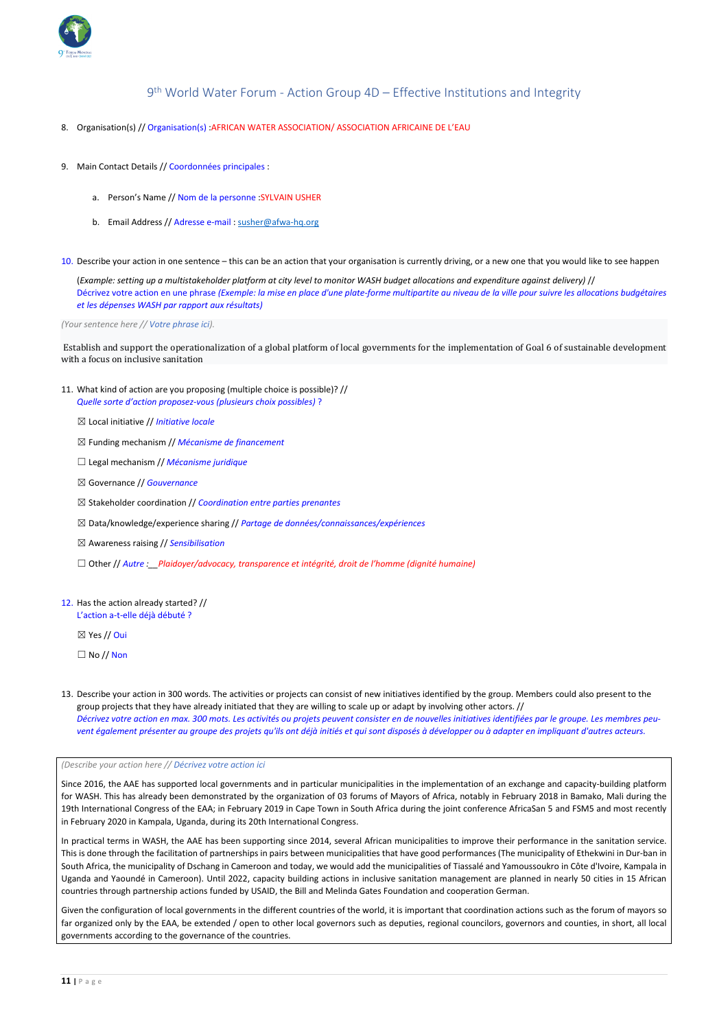## 9th World Water Forum - Action Group 4D – Effective Institutions and Integrity

8. Organisation(s) // Organisation(s) :AFRICAN WATER ASSOCIATION/ ASSOCIATION AFRICAINE DE L'EAU

9. Main Contact Details // Coordonnées principales :

   a. Person's Name // Nom de la personne :SYLVAIN USHER

   b. Email Address // Adresse e-mail : susher@afwa-hq.org

10. Describe your action in one sentence – this can be an action that your organisation is currently driving, or a new one that you would like to see happen

    (*Example: setting up a multistakeholder platform at city level to monitor WASH budget allocations and expenditure against delivery)* //
    Décrivez votre action en une phrase *(Exemple: la mise en place d'une plate-forme multipartite au niveau de la ville pour suivre les allocations budgétaires et les dépenses WASH par rapport aux résultats)*

*(Your sentence here // Votre phrase ici).*

Establish and support the operationalization of a global platform of local governments for the implementation of Goal 6 of sustainable development with a focus on inclusive sanitation

11. What kind of action are you proposing (multiple choice is possible)? //
    *Quelle sorte d'action proposez-vous (plusieurs choix possibles) ?*

    ☒ Local initiative // *Initiative locale*

    ☒ Funding mechanism // *Mécanisme de financement*

    ☐ Legal mechanism // *Mécanisme juridique*

    ☒ Governance // *Gouvernance*

    ☒ Stakeholder coordination // *Coordination entre parties prenantes*

    ☒ Data/knowledge/experience sharing // *Partage de données/connaissances/expériences*

    ☒ Awareness raising // *Sensibilisation*

    ☐ Other // *Autre :__Plaidoyer/advocacy, transparence et intégrité, droit de l'homme (dignité humaine)*

12. Has the action already started? //
    L'action a-t-elle déjà débuté ?

    ☒ Yes // Oui

    ☐ No // Non

13. Describe your action in 300 words. The activities or projects can consist of new initiatives identified by the group. Members could also present to the group projects that they have already initiated that they are willing to scale up or adapt by involving other actors. //
    *Décrivez votre action en max. 300 mots. Les activités ou projets peuvent consister en de nouvelles initiatives identifiées par le groupe. Les membres peuvent également présenter au groupe des projets qu'ils ont déjà initiés et qui sont disposés à développer ou à adapter en impliquant d'autres acteurs.*

*(Describe your action here // Décrivez votre action ici*

Since 2016, the AAE has supported local governments and in particular municipalities in the implementation of an exchange and capacity-building platform for WASH. This has already been demonstrated by the organization of 03 forums of Mayors of Africa, notably in February 2018 in Bamako, Mali during the 19th International Congress of the EAA; in February 2019 in Cape Town in South Africa during the joint conference AfricaSan 5 and FSM5 and most recently in February 2020 in Kampala, Uganda, during its 20th International Congress.

In practical terms in WASH, the AAE has been supporting since 2014, several African municipalities to improve their performance in the sanitation service. This is done through the facilitation of partnerships in pairs between municipalities that have good performances (The municipality of Ethekwini in Dur-ban in South Africa, the municipality of Dschang in Cameroon and today, we would add the municipalities of Tiassalé and Yamoussoukro in Côte d'Ivoire, Kampala in Uganda and Yaoundé in Cameroon). Until 2022, capacity building actions in inclusive sanitation management are planned in nearly 50 cities in 15 African countries through partnership actions funded by USAID, the Bill and Melinda Gates Foundation and cooperation German.

Given the configuration of local governments in the different countries of the world, it is important that coordination actions such as the forum of mayors so far organized only by the EAA, be extended / open to other local governors such as deputies, regional councilors, governors and counties, in short, all local governments according to the governance of the countries.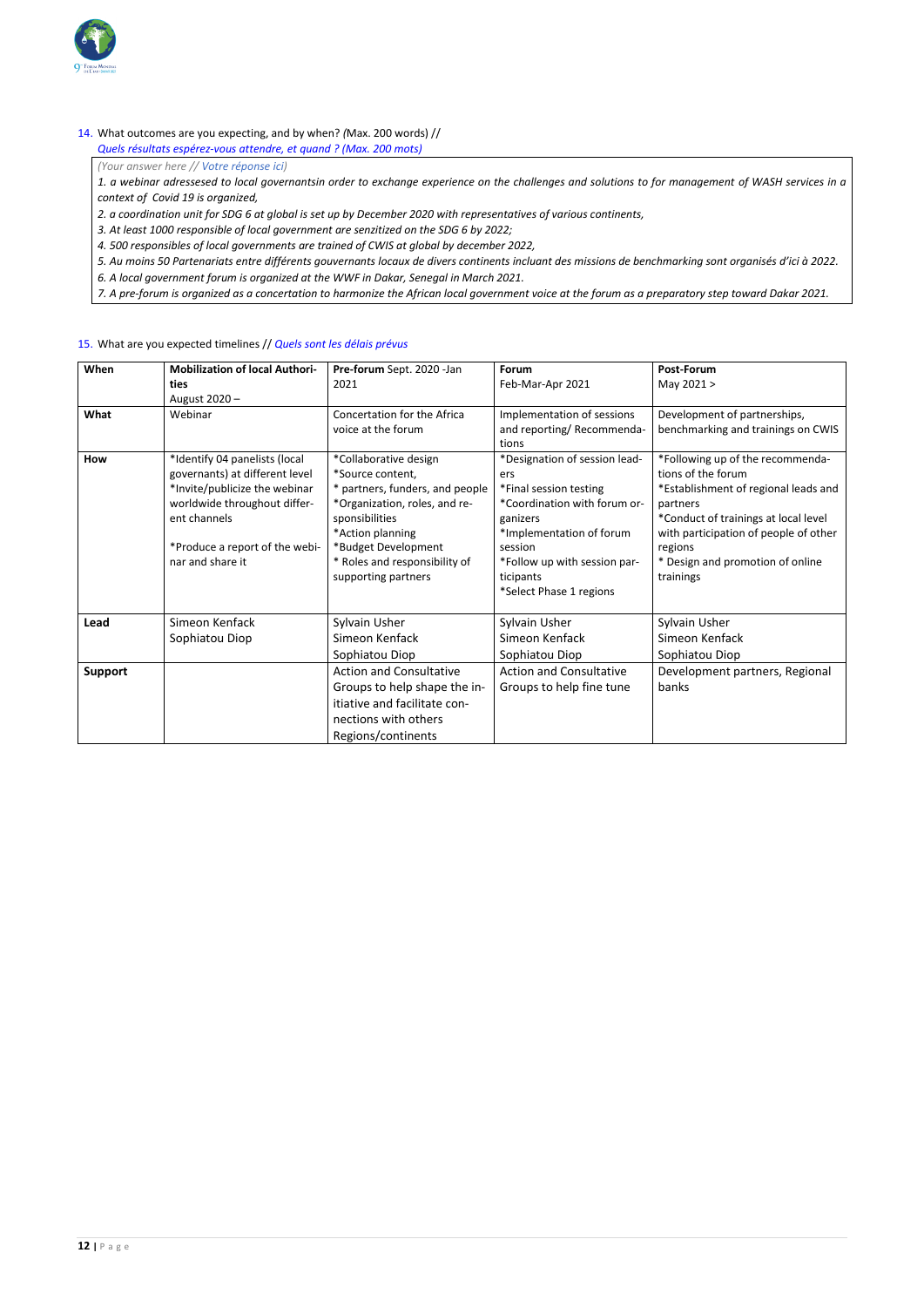14. What outcomes are you expecting, and by when? *(*Max. 200 words) //
*Quels résultats espérez-vous attendre, et quand ? (Max. 200 mots)*

*(Your answer here // Votre réponse ici)*

*1. a webinar adressesed to local governantsin order to exchange experience on the challenges and solutions to for management of WASH services in a context of Covid 19 is organized,*

*2. a coordination unit for SDG 6 at global is set up by December 2020 with representatives of various continents,*

*3. At least 1000 responsible of local government are senzitized on the SDG 6 by 2022;*

*4. 500 responsibles of local governments are trained of CWIS at global by december 2022,*

*5. Au moins 50 Partenariats entre différents gouvernants locaux de divers continents incluant des missions de benchmarking sont organisés d'ici à 2022.*

*6. A local government forum is organized at the WWF in Dakar, Senegal in March 2021.*

*7. A pre-forum is organized as a concertation to harmonize the African local government voice at the forum as a preparatory step toward Dakar 2021.*

15. What are you expected timelines // *Quels sont les délais prévus*

| **When** | **Mobilization of local Authorities** August 2020 – | **Pre-forum** Sept. 2020 -Jan 2021 | **Forum** Feb-Mar-Apr 2021 | **Post-Forum** May 2021 > |
|---|---|---|---|---|
| **What** | Webinar | Concertation for the Africa voice at the forum | Implementation of sessions and reporting/ Recommendations | Development of partnerships, benchmarking and trainings on CWIS |
| **How** | *Identify 04 panelists (local governants) at different level *Invite/publicize the webinar worldwide throughout different channels *Produce a report of the webinar and share it | *Collaborative design *Source content, * partners, funders, and people *Organization, roles, and responsibilities *Action planning *Budget Development * Roles and responsibility of supporting partners | *Designation of session leaders *Final session testing *Coordination with forum organizers *Implementation of forum session *Follow up with session participants *Select Phase 1 regions | *Following up of the recommendations of the forum *Establishment of regional leads and partners *Conduct of trainings at local level with participation of people of other regions * Design and promotion of online trainings |
| **Lead** | Simeon Kenfack Sophiatou Diop | Sylvain Usher Simeon Kenfack Sophiatou Diop | Sylvain Usher Simeon Kenfack Sophiatou Diop | Sylvain Usher Simeon Kenfack Sophiatou Diop |
| **Support** | | Action and Consultative Groups to help shape the initiative and facilitate connections with others Regions/continents | Action and Consultative Groups to help fine tune | Development partners, Regional banks |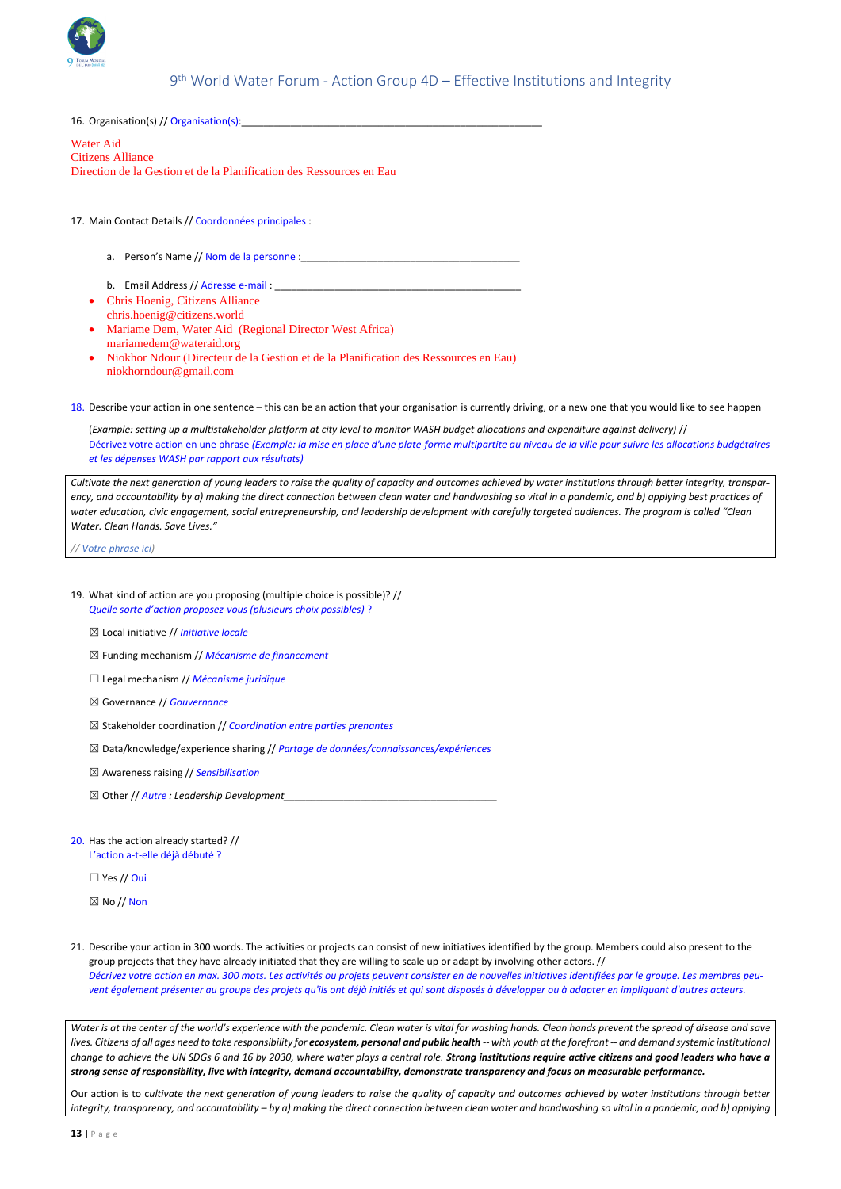16. Organisation(s) // Organisation(s):_______________________________________________________

Water Aid
Citizens Alliance
Direction de la Gestion et de la Planification des Ressources en Eau

17. Main Contact Details // Coordonnées principales :

a. Person's Name // Nom de la personne :________________________________________

b. Email Address // Adresse e-mail : ___________________________________________

- Chris Hoenig, Citizens Alliance
  chris.hoenig@citizens.world
- Mariame Dem, Water Aid (Regional Director West Africa)
  mariamedem@wateraid.org
- Niokhor Ndour (Directeur de la Gestion et de la Planification des Ressources en Eau)
  niokhorndour@gmail.com

18. Describe your action in one sentence – this can be an action that your organisation is currently driving, or a new one that you would like to see happen

(*Example: setting up a multistakeholder platform at city level to monitor WASH budget allocations and expenditure against delivery) //*
Décrivez votre action en une phrase *(Exemple: la mise en place d'une plate-forme multipartite au niveau de la ville pour suivre les allocations budgétaires et les dépenses WASH par rapport aux résultats)*

*Cultivate the next generation of young leaders to raise the quality of capacity and outcomes achieved by water institutions through better integrity, transparency, and accountability by a) making the direct connection between clean water and handwashing so vital in a pandemic, and b) applying best practices of water education, civic engagement, social entrepreneurship, and leadership development with carefully targeted audiences. The program is called "Clean Water. Clean Hands. Save Lives."*

*// Votre phrase ici)*

19. What kind of action are you proposing (multiple choice is possible)? //
*Quelle sorte d'action proposez-vous (plusieurs choix possibles) ?*

☒ Local initiative // *Initiative locale*

☒ Funding mechanism // *Mécanisme de financement*

☐ Legal mechanism // *Mécanisme juridique*

☒ Governance // *Gouvernance*

☒ Stakeholder coordination // *Coordination entre parties prenantes*

☒ Data/knowledge/experience sharing // *Partage de données/connaissances/expériences*

☒ Awareness raising // *Sensibilisation*

☒ Other // *Autre : Leadership Development*_______________________________________

20. Has the action already started? //
L'action a-t-elle déjà débuté ?

☐ Yes // Oui

☒ No // Non

21. Describe your action in 300 words. The activities or projects can consist of new initiatives identified by the group. Members could also present to the group projects that they have already initiated that they are willing to scale up or adapt by involving other actors. //
*Décrivez votre action en max. 300 mots. Les activités ou projets peuvent consister en de nouvelles initiatives identifiées par le groupe. Les membres peuvent également présenter au groupe des projets qu'ils ont déjà initiés et qui sont disposés à développer ou à adapter en impliquant d'autres acteurs.*

*Water is at the center of the world's experience with the pandemic. Clean water is vital for washing hands. Clean hands prevent the spread of disease and save lives. Citizens of all ages need to take responsibility for* ***ecosystem, personal and public health*** *-- with youth at the forefront -- and demand systemic institutional change to achieve the UN SDGs 6 and 16 by 2030, where water plays a central role.* ***Strong institutions require active citizens and good leaders who have a strong sense of responsibility, live with integrity, demand accountability, demonstrate transparency and focus on measurable performance.***

Our action is to *cultivate the next generation of young leaders to raise the quality of capacity and outcomes achieved by water institutions through better integrity, transparency, and accountability – by a) making the direct connection between clean water and handwashing so vital in a pandemic, and b) applying*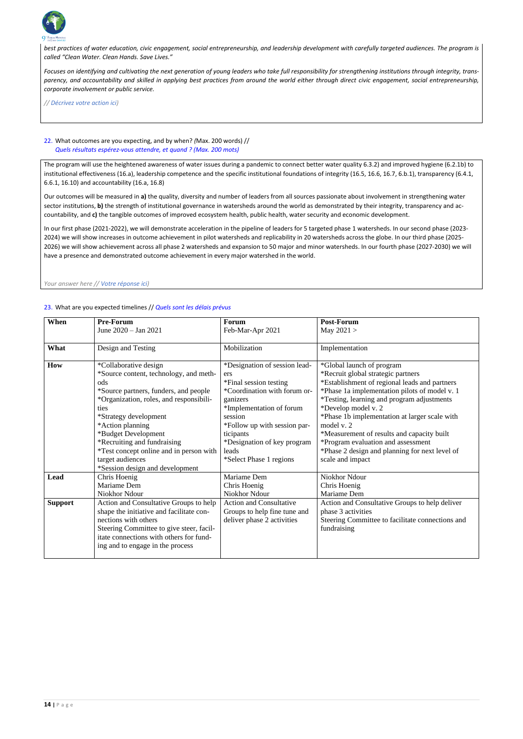*best practices of water education, civic engagement, social entrepreneurship, and leadership development with carefully targeted audiences. The program is called "Clean Water. Clean Hands. Save Lives."*

*Focuses on identifying and cultivating the next generation of young leaders who take full responsibility for strengthening institutions through integrity, transparency, and accountability and skilled in applying best practices from around the world either through direct civic engagement, social entrepreneurship, corporate involvement or public service.*

*// Décrivez votre action ici)*

22. What outcomes are you expecting, and by when? *(*Max. 200 words) //
    *Quels résultats espérez-vous attendre, et quand ? (Max. 200 mots)*

The program will use the heightened awareness of water issues during a pandemic to connect better water quality 6.3.2) and improved hygiene (6.2.1b) to institutional effectiveness (16.a), leadership competence and the specific institutional foundations of integrity (16.5, 16.6, 16.7, 6.b.1), transparency (6.4.1, 6.6.1, 16.10) and accountability (16.a, 16.8)

Our outcomes will be measured in **a)** the quality, diversity and number of leaders from all sources passionate about involvement in strengthening water sector institutions, **b)** the strength of institutional governance in watersheds around the world as demonstrated by their integrity, transparency and accountability, and **c)** the tangible outcomes of improved ecosystem health, public health, water security and economic development.

In our first phase (2021-2022), we will demonstrate acceleration in the pipeline of leaders for 5 targeted phase 1 watersheds. In our second phase (2023-2024) we will show increases in outcome achievement in pilot watersheds and replicability in 20 watersheds across the globe. In our third phase (2025-2026) we will show achievement across all phase 2 watersheds and expansion to 50 major and minor watersheds. In our fourth phase (2027-2030) we will have a presence and demonstrated outcome achievement in every major watershed in the world.

*Your answer here // Votre réponse ici)*

23. What are you expected timelines // *Quels sont les délais prévus*

| **When** | **Pre-Forum**<br>June 2020 – Jan 2021 | **Forum**<br>Feb-Mar-Apr 2021 | **Post-Forum**<br>May 2021 > |
|---|---|---|---|
| **What** | Design and Testing | Mobilization | Implementation |
| **How** | *Collaborative design<br>*Source content, technology, and methods<br>*Source partners, funders, and people<br>*Organization, roles, and responsibilities<br>*Strategy development<br>*Action planning<br>*Budget Development<br>*Recruiting and fundraising<br>*Test concept online and in person with target audiences<br>*Session design and development | *Designation of session leaders<br>*Final session testing<br>*Coordination with forum organizers<br>*Implementation of forum session<br>*Follow up with session participants<br>*Designation of key program leads<br>*Select Phase 1 regions | *Global launch of program<br>*Recruit global strategic partners<br>*Establishment of regional leads and partners<br>*Phase 1a implementation pilots of model v. 1<br>*Testing, learning and program adjustments<br>*Develop model v. 2<br>*Phase 1b implementation at larger scale with model v. 2<br>*Measurement of results and capacity built<br>*Program evaluation and assessment<br>*Phase 2 design and planning for next level of scale and impact |
| **Lead** | Chris Hoenig<br>Mariame Dem<br>Niokhor Ndour | Mariame Dem<br>Chris Hoenig<br>Niokhor Ndour | Niokhor Ndour<br>Chris Hoenig<br>Mariame Dem |
| **Support** | Action and Consultative Groups to help shape the initiative and facilitate connections with others<br>Steering Committee to give steer, facilitate connections with others for funding and to engage in the process | Action and Consultative Groups to help fine tune and deliver phase 2 activities | Action and Consultative Groups to help deliver phase 3 activities<br>Steering Committee to facilitate connections and fundraising |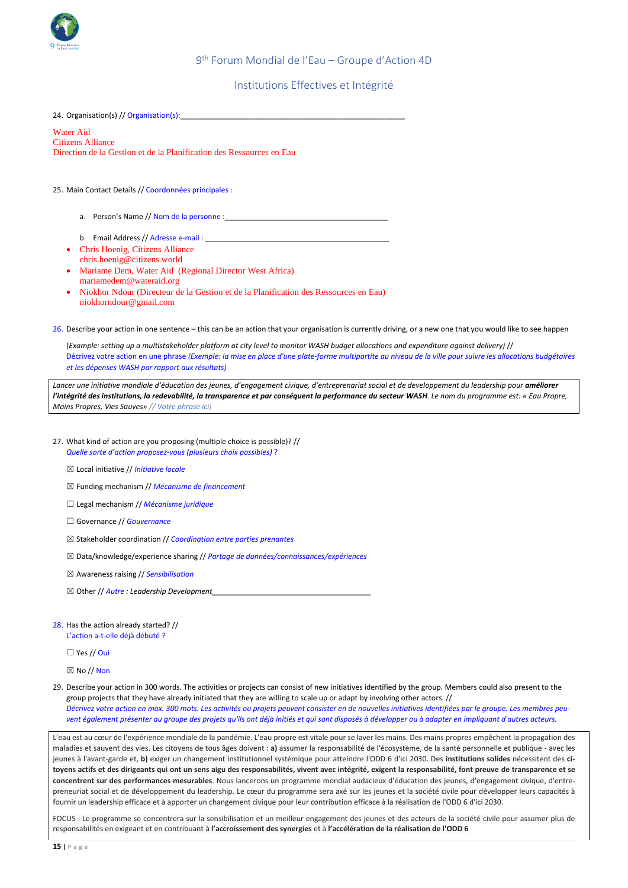9th Forum Mondial de l'Eau – Groupe d'Action 4D

Institutions Effectives et Intégrité

24. Organisation(s) // Organisation(s):________________________________________________________

Water Aid
Citizens Alliance
Direction de la Gestion et de la Planification des Ressources en Eau

25. Main Contact Details // Coordonnées principales :

   a. Person's Name // Nom de la personne :________________________________________

   b. Email Address // Adresse e-mail : _____________________________________________

- Chris Hoenig, Citizens Alliance
  chris.hoenig@citizens.world
- Mariame Dem, Water Aid (Regional Director West Africa)
  mariamedem@wateraid.org
- Niokhor Ndour (Directeur de la Gestion et de la Planification des Ressources en Eau)
  niokhorndour@gmail.com

26. Describe your action in one sentence – this can be an action that your organisation is currently driving, or a new one that you would like to see happen

(*Example: setting up a multistakeholder platform at city level to monitor WASH budget allocations and expenditure against delivery) //*
Décrivez votre action en une phrase *(Exemple: la mise en place d'une plate-forme multipartite au niveau de la ville pour suivre les allocations budgétaires et les dépenses WASH par rapport aux résultats)*

*Lancer une initiative mondiale d'éducation des jeunes, d'engagement civique, d'entreprenariat social et de developpement du leadership pour **améliorer l'intégrité des institutions, la redevabilité, la transparence et par conséquent la performance du secteur WASH**. Le nom du programme est: « Eau Propre, Mains Propres, Vies Sauves» // Votre phrase ici)*

27. What kind of action are you proposing (multiple choice is possible)? //
*Quelle sorte d'action proposez-vous (plusieurs choix possibles)* ?

☒ Local initiative // *Initiative locale*

☒ Funding mechanism // *Mécanisme de financement*

☐ Legal mechanism // *Mécanisme juridique*

☐ Governance // *Gouvernance*

☒ Stakeholder coordination // *Coordination entre parties prenantes*

☒ Data/knowledge/experience sharing // *Partage de données/connaissances/expériences*

☒ Awareness raising // *Sensibilisation*

☒ Other // *Autre : Leadership Development*________________________________________

28. Has the action already started? //
L'action a-t-elle déjà débuté ?

☐ Yes // Oui

☒ No // Non

29. Describe your action in 300 words. The activities or projects can consist of new initiatives identified by the group. Members could also present to the group projects that they have already initiated that they are willing to scale up or adapt by involving other actors. //
*Décrivez votre action en max. 300 mots. Les activités ou projets peuvent consister en de nouvelles initiatives identifiées par le groupe. Les membres peuvent également présenter au groupe des projets qu'ils ont déjà initiés et qui sont disposés à développer ou à adapter en impliquant d'autres acteurs.*

L'eau est au cœur de l'expérience mondiale de la pandémie. L'eau propre est vitale pour se laver les mains. Des mains propres empêchent la propagation des maladies et sauvent des vies. Les citoyens de tous âges doivent : **a)** assumer la responsabilité de l'écosystème, de la santé personnelle et publique - avec les jeunes à l'avant-garde et, **b)** exiger un changement institutionnel systémique pour atteindre l'ODD 6 d'ici 2030. Des **institutions solides** nécessitent des **citoyens actifs et des dirigeants qui ont un sens aigu des responsabilités, vivent avec intégrité, exigent la responsabilité, font preuve de transparence et se concentrent sur des performances mesurables**. Nous lancerons un programme mondial audacieux d'éducation des jeunes, d'engagement civique, d'entreprenariat social et de développement du leadership. Le cœur du programme sera axé sur les jeunes et la société civile pour développer leurs capacités à fournir un leadership efficace et à apporter un changement civique pour leur contribution efficace à la réalisation de l'ODD 6 d'ici 2030.

FOCUS : Le programme se concentrera sur la sensibilisation et un meilleur engagement des jeunes et des acteurs de la société civile pour assumer plus de responsabilités en exigeant et en contribuant à **l'accroissement des synergies** et à **l'accélération de la réalisation de l'ODD 6**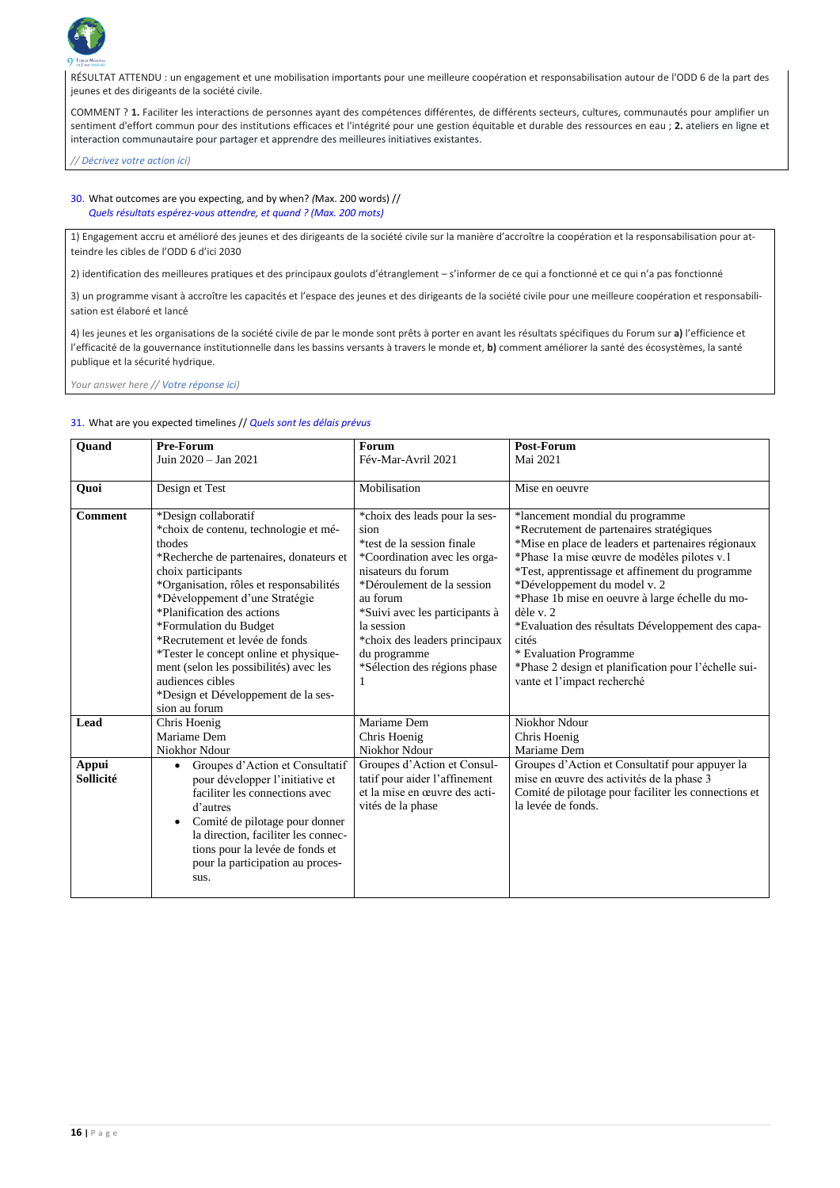RÉSULTAT ATTENDU : un engagement et une mobilisation importants pour une meilleure coopération et responsabilisation autour de l'ODD 6 de la part des jeunes et des dirigeants de la société civile.

COMMENT ? **1.** Faciliter les interactions de personnes ayant des compétences différentes, de différents secteurs, cultures, communautés pour amplifier un sentiment d'effort commun pour des institutions efficaces et l'intégrité pour une gestion équitable et durable des ressources en eau ; **2.** ateliers en ligne et interaction communautaire pour partager et apprendre des meilleures initiatives existantes.

*// Décrivez votre action ici)*

30. What outcomes are you expecting, and by when? *(*Max. 200 words) //
*Quels résultats espérez-vous attendre, et quand ? (Max. 200 mots)*

1) Engagement accru et amélioré des jeunes et des dirigeants de la société civile sur la manière d'accroître la coopération et la responsabilisation pour atteindre les cibles de l'ODD 6 d'ici 2030

2) identification des meilleures pratiques et des principaux goulots d'étranglement – s'informer de ce qui a fonctionné et ce qui n'a pas fonctionné

3) un programme visant à accroître les capacités et l'espace des jeunes et des dirigeants de la société civile pour une meilleure coopération et responsabilisation est élaboré et lancé

4) les jeunes et les organisations de la société civile de par le monde sont prêts à porter en avant les résultats spécifiques du Forum sur **a)** l'efficience et l'efficacité de la gouvernance institutionnelle dans les bassins versants à travers le monde et, **b)** comment améliorer la santé des écosystèmes, la santé publique et la sécurité hydrique.

*Your answer here // Votre réponse ici)*

31. What are you expected timelines // *Quels sont les délais prévus*

| **Quand** | **Pre-Forum**<br>Juin 2020 – Jan 2021 | **Forum**<br>Fév-Mar-Avril 2021 | **Post-Forum**<br>Mai 2021 |
|---|---|---|---|
| **Quoi** | Design et Test | Mobilisation | Mise en oeuvre |
| **Comment** | *Design collaboratif<br>*choix de contenu, technologie et méthodes<br>*Recherche de partenaires, donateurs et choix participants<br>*Organisation, rôles et responsabilités<br>*Développement d'une Stratégie<br>*Planification des actions<br>*Formulation du Budget<br>*Recrutement et levée de fonds<br>*Tester le concept online et physiquement (selon les possibilités) avec les audiences cibles<br>*Design et Développement de la session au forum | *choix des leads pour la session<br>*test de la session finale<br>*Coordination avec les organisateurs du forum<br>*Déroulement de la session au forum<br>*Suivi avec les participants à la session<br>*choix des leaders principaux du programme<br>*Sélection des régions phase 1 | *lancement mondial du programme<br>*Recrutement de partenaires stratégiques<br>*Mise en place de leaders et partenaires régionaux<br>*Phase 1a mise œuvre de modèles pilotes v.1<br>*Test, apprentissage et affinement du programme<br>*Développement du model v. 2<br>*Phase 1b mise en oeuvre à large échelle du modèle v. 2<br>*Evaluation des résultats Développement des capacités<br>* Evaluation Programme<br>*Phase 2 design et planification pour l'échelle suivante et l'impact recherché |
| **Lead** | Chris Hoenig<br>Mariame Dem<br>Niokhor Ndour | Mariame Dem<br>Chris Hoenig<br>Niokhor Ndour | Niokhor Ndour<br>Chris Hoenig<br>Mariame Dem |
| **Appui Sollicité** | • Groupes d'Action et Consultatif pour développer l'initiative et faciliter les connections avec d'autres<br>• Comité de pilotage pour donner la direction, faciliter les connections pour la levée de fonds et pour la participation au processus. | Groupes d'Action et Consultatif pour aider l'affinement et la mise en œuvre des activités de la phase | Groupes d'Action et Consultatif pour appuyer la mise en œuvre des activités de la phase 3<br>Comité de pilotage pour faciliter les connections et la levée de fonds. |